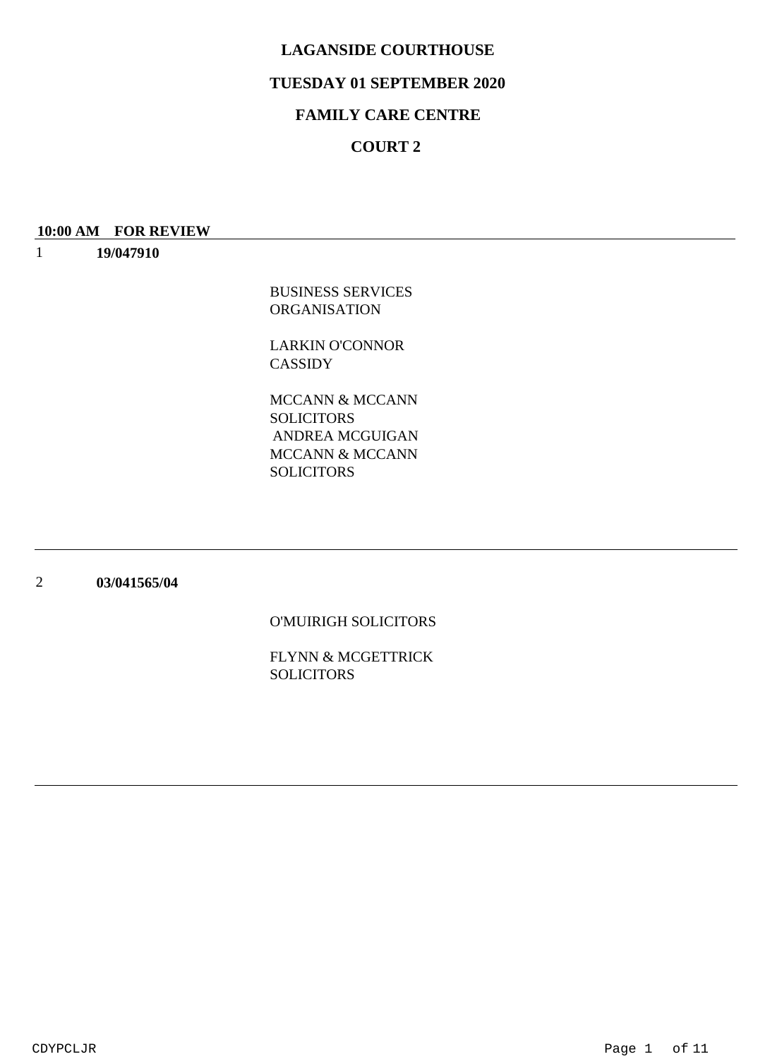**LAGANSIDE COURTHOUSE**

**TUESDAY 01 SEPTEMBER 2020**

**FAMILY CARE CENTRE**

**COURT 2**

**10:00 AM FOR REVIEW**

1 **19/047910**

BUSINESS SERVICES ORGANISATION

LARKIN O'CONNOR CASSIDY

MCCANN & MCCANN SOLICITORS
ANDREA MCGUIGAN
MCCANN & MCCANN SOLICITORS

---

2 **03/041565/04**

O'MUIRIGH SOLICITORS

FLYNN & MCGETTRICK SOLICITORS

---

CDYPCLJR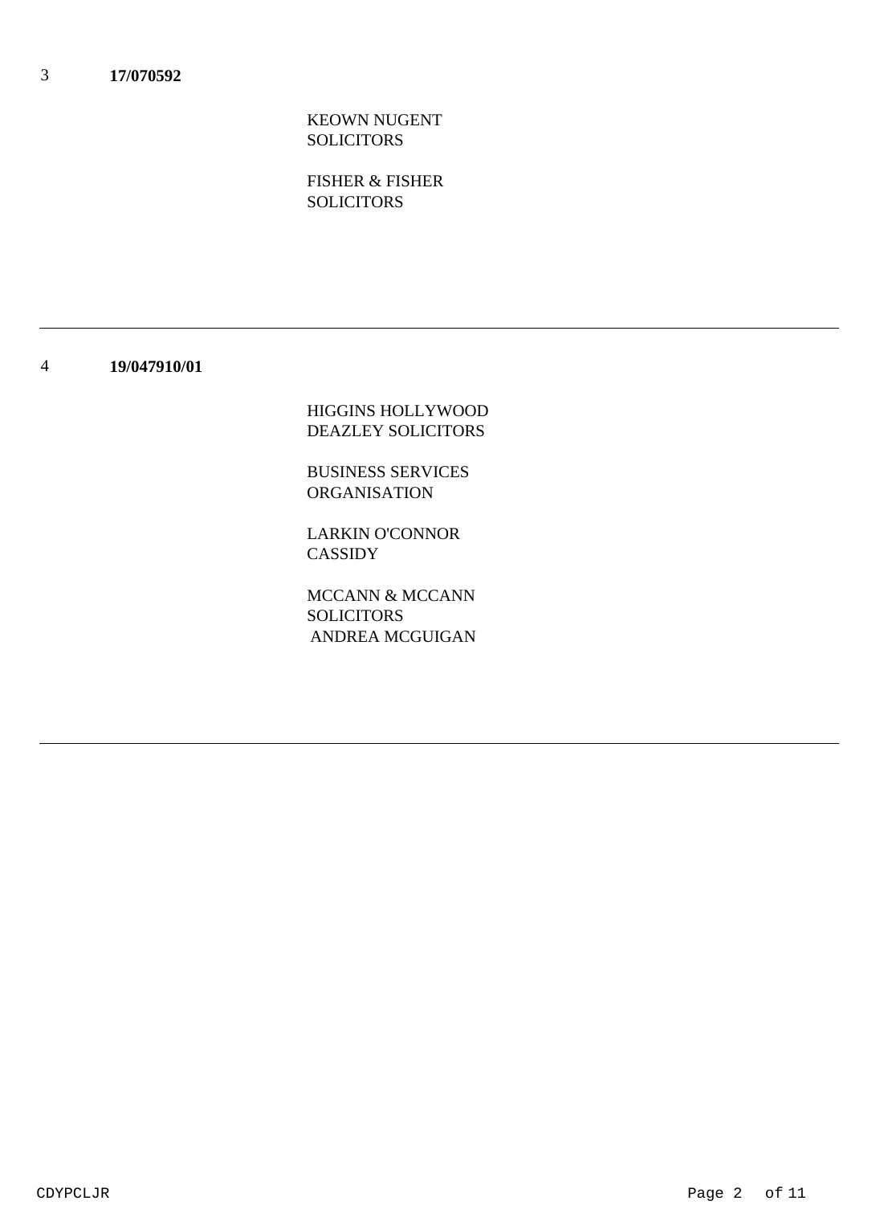3 **17/070592**

KEOWN NUGENT SOLICITORS

FISHER & FISHER SOLICITORS

---

4 **19/047910/01**

HIGGINS HOLLYWOOD DEAZLEY SOLICITORS

BUSINESS SERVICES ORGANISATION

LARKIN O'CONNOR CASSIDY

MCCANN & MCCANN SOLICITORS
ANDREA MCGUIGAN

---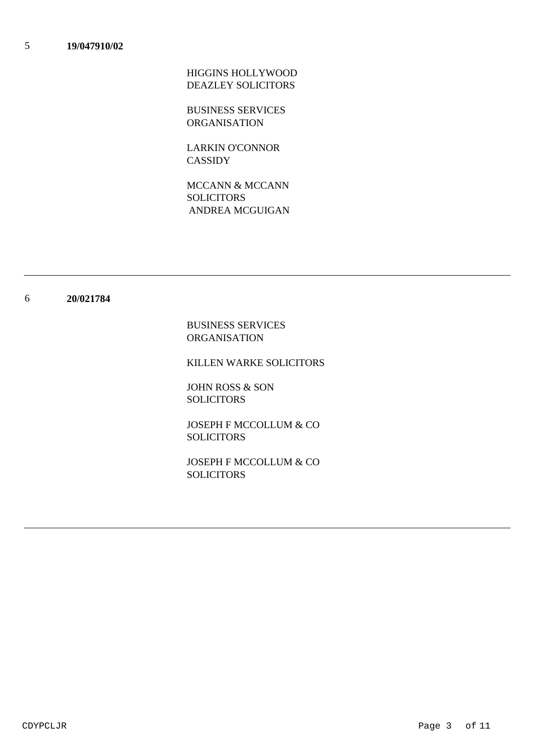5 **19/047910/02**

HIGGINS HOLLYWOOD DEAZLEY SOLICITORS

BUSINESS SERVICES ORGANISATION

LARKIN O'CONNOR CASSIDY

MCCANN & MCCANN SOLICITORS
ANDREA MCGUIGAN

---

6 **20/021784**

BUSINESS SERVICES ORGANISATION

KILLEN WARKE SOLICITORS

JOHN ROSS & SON SOLICITORS

JOSEPH F MCCOLLUM & CO SOLICITORS

JOSEPH F MCCOLLUM & CO SOLICITORS

---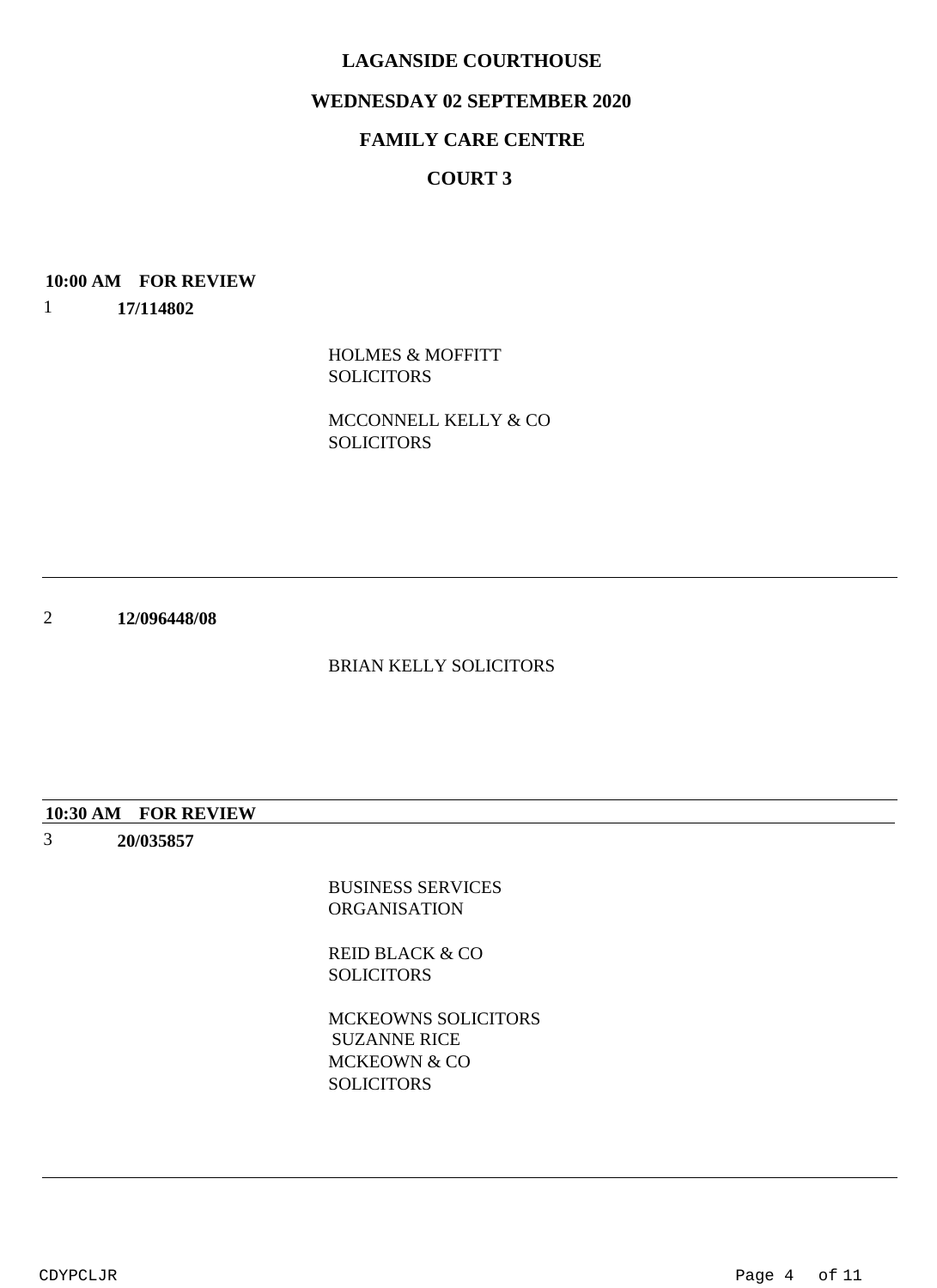**LAGANSIDE COURTHOUSE**

**WEDNESDAY 02 SEPTEMBER 2020**

**FAMILY CARE CENTRE**

**COURT 3**

**10:00 AM FOR REVIEW**

1 **17/114802**

HOLMES & MOFFITT
SOLICITORS

MCCONNELL KELLY & CO
SOLICITORS

---

2 **12/096448/08**

BRIAN KELLY SOLICITORS

---

**10:30 AM FOR REVIEW**

3 **20/035857**

BUSINESS SERVICES
ORGANISATION

REID BLACK & CO
SOLICITORS

MCKEOWNS SOLICITORS
SUZANNE RICE
MCKEOWN & CO
SOLICITORS

---

CDYPCLJR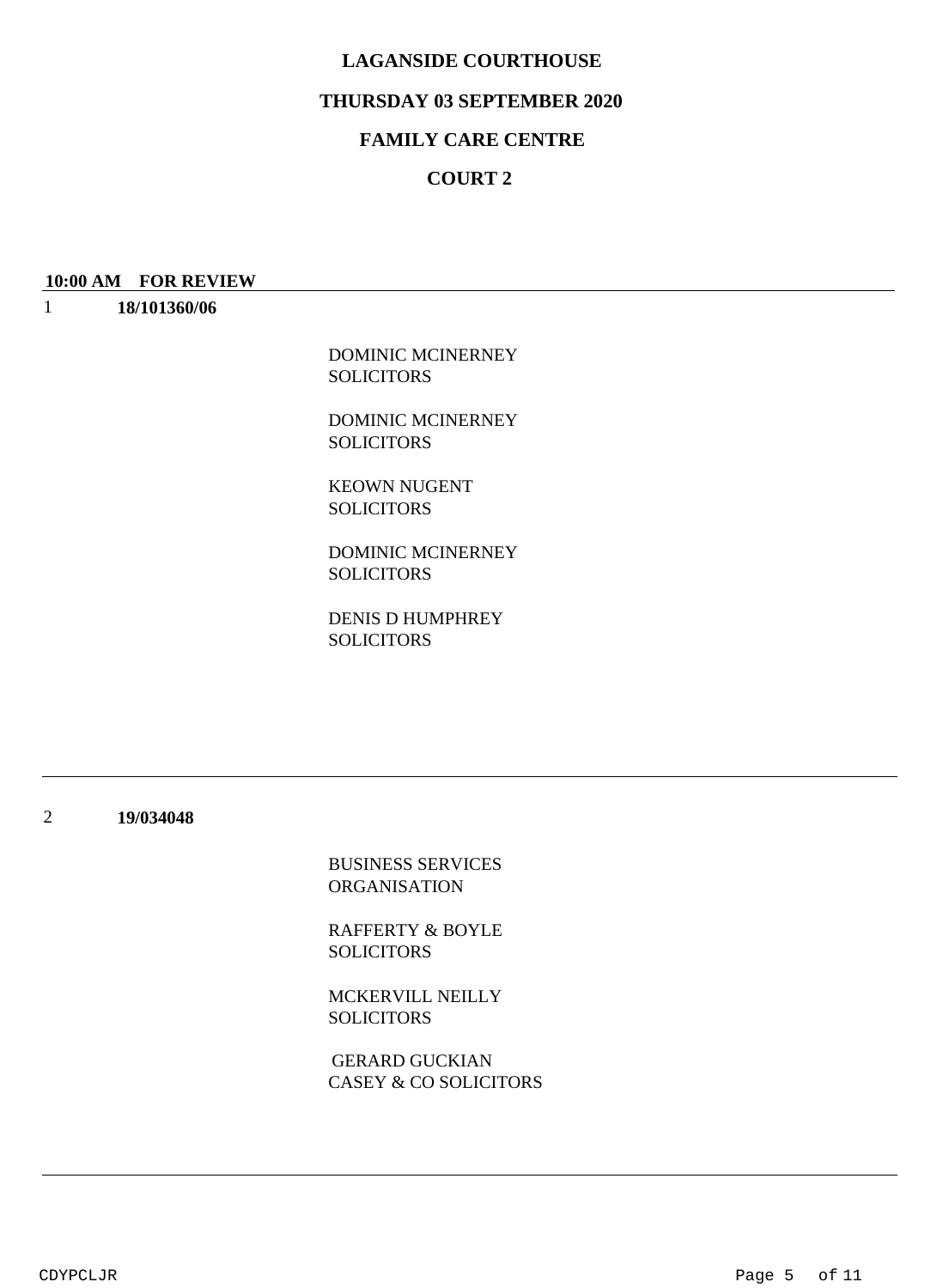# LAGANSIDE COURTHOUSE

## THURSDAY 03 SEPTEMBER 2020

## FAMILY CARE CENTRE

## COURT 2

**10:00 AM FOR REVIEW**

---

1 **18/101360/06**

DOMINIC MCINERNEY
SOLICITORS

DOMINIC MCINERNEY
SOLICITORS

KEOWN NUGENT
SOLICITORS

DOMINIC MCINERNEY
SOLICITORS

DENIS D HUMPHREY
SOLICITORS

---

2 **19/034048**

BUSINESS SERVICES
ORGANISATION

RAFFERTY & BOYLE
SOLICITORS

MCKERVILL NEILLY
SOLICITORS

GERARD GUCKIAN
CASEY & CO SOLICITORS

---

CDYPCLJR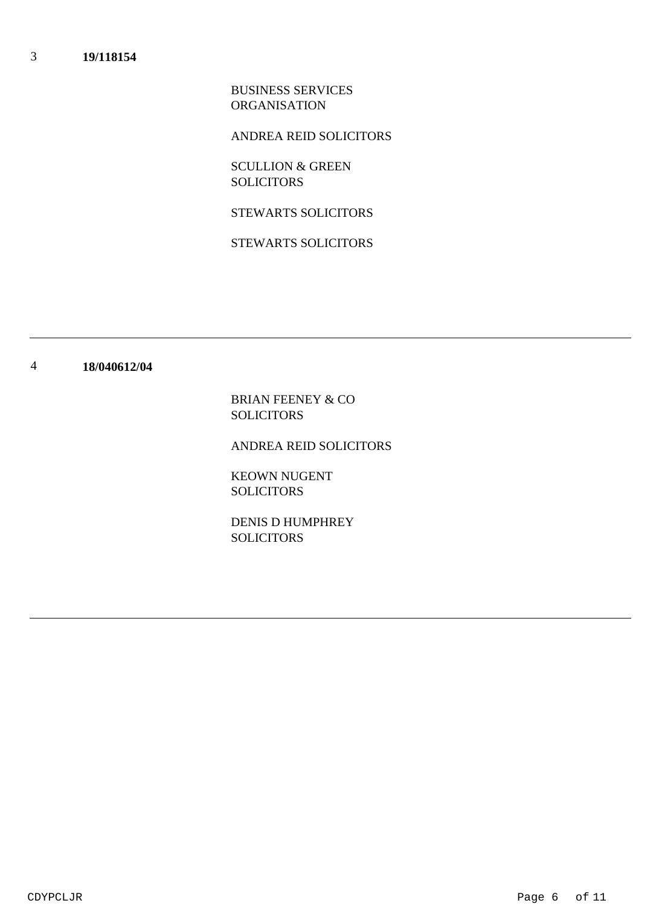3 **19/118154**

BUSINESS SERVICES ORGANISATION

ANDREA REID SOLICITORS

SCULLION & GREEN SOLICITORS

STEWARTS SOLICITORS

STEWARTS SOLICITORS

---

4 **18/040612/04**

BRIAN FEENEY & CO SOLICITORS

ANDREA REID SOLICITORS

KEOWN NUGENT SOLICITORS

DENIS D HUMPHREY SOLICITORS

---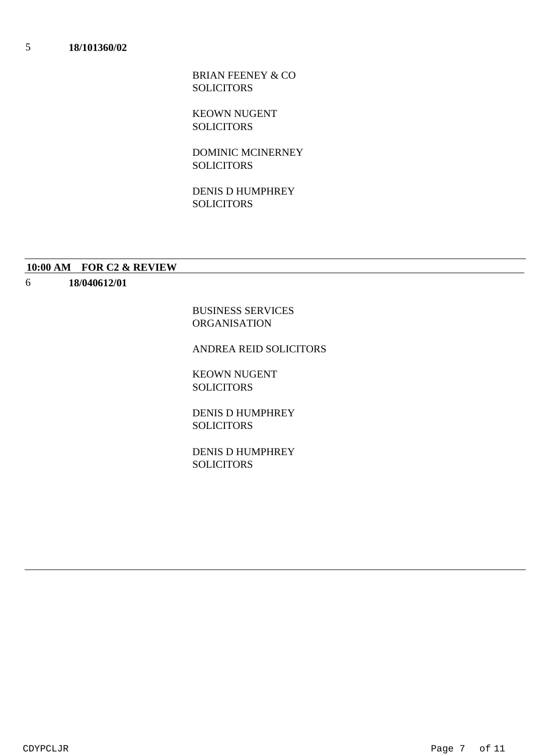5 **18/101360/02**

BRIAN FEENEY & CO SOLICITORS

KEOWN NUGENT SOLICITORS

DOMINIC MCINERNEY SOLICITORS

DENIS D HUMPHREY SOLICITORS

---

**10:00 AM FOR C2 & REVIEW**

---

6 **18/040612/01**

BUSINESS SERVICES ORGANISATION

ANDREA REID SOLICITORS

KEOWN NUGENT SOLICITORS

DENIS D HUMPHREY SOLICITORS

DENIS D HUMPHREY SOLICITORS

---

CDYPCLJR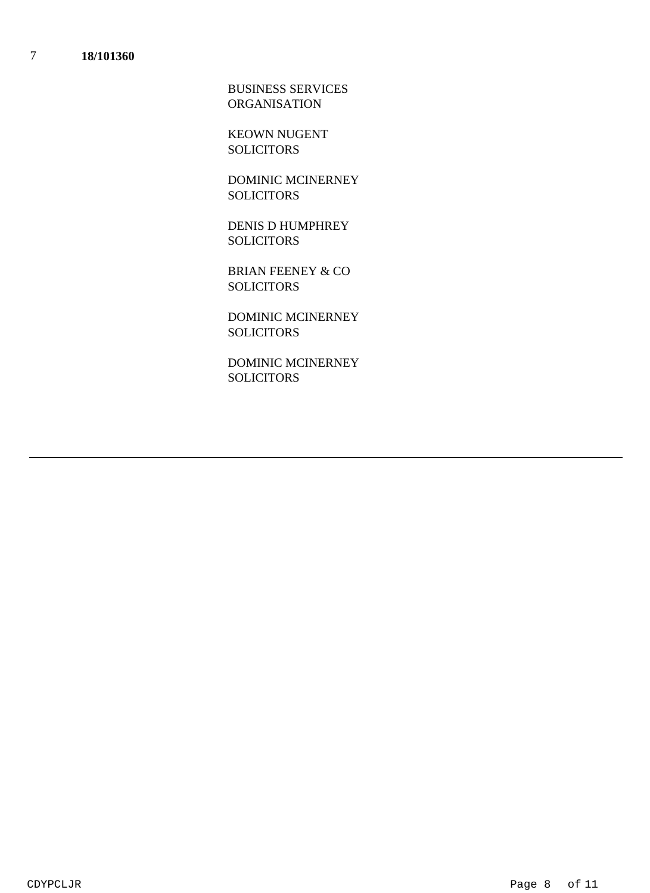7 **18/101360**

BUSINESS SERVICES ORGANISATION

KEOWN NUGENT SOLICITORS

DOMINIC MCINERNEY SOLICITORS

DENIS D HUMPHREY SOLICITORS

BRIAN FEENEY & CO SOLICITORS

DOMINIC MCINERNEY SOLICITORS

DOMINIC MCINERNEY SOLICITORS

---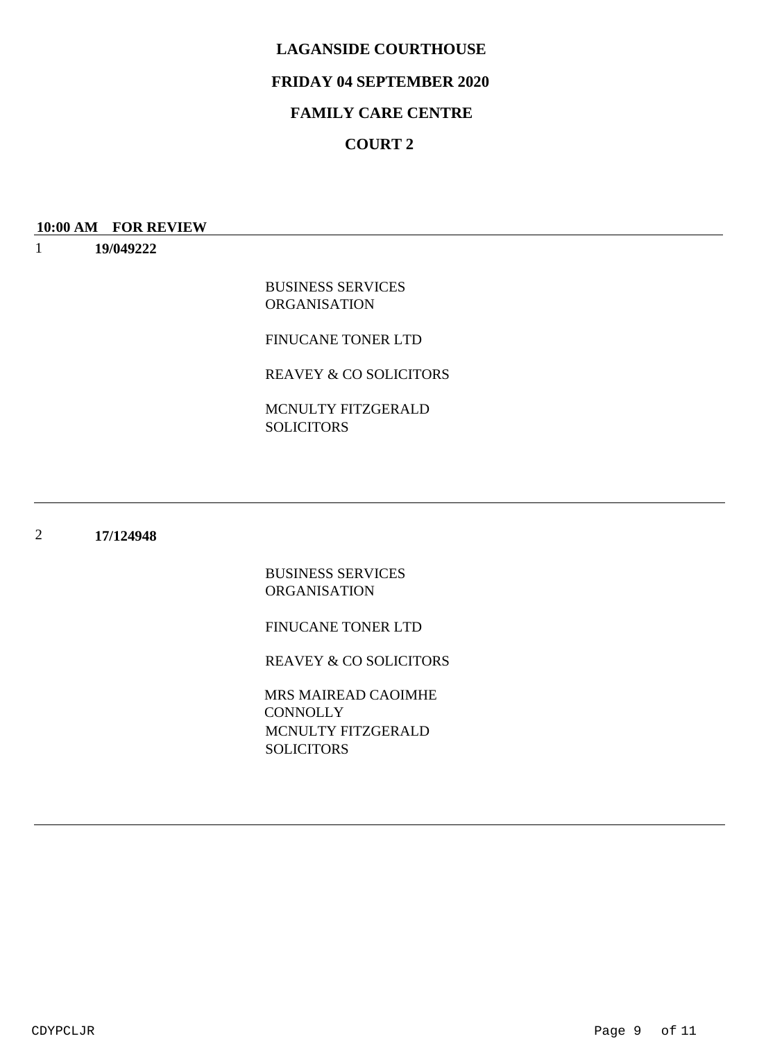**LAGANSIDE COURTHOUSE**

**FRIDAY 04 SEPTEMBER 2020**

**FAMILY CARE CENTRE**

**COURT 2**

**10:00 AM FOR REVIEW**

1 **19/049222**

BUSINESS SERVICES ORGANISATION

FINUCANE TONER LTD

REAVEY & CO SOLICITORS

MCNULTY FITZGERALD SOLICITORS

---

2 **17/124948**

BUSINESS SERVICES ORGANISATION

FINUCANE TONER LTD

REAVEY & CO SOLICITORS

MRS MAIREAD CAOIMHE CONNOLLY
MCNULTY FITZGERALD SOLICITORS

---

CDYPCLJR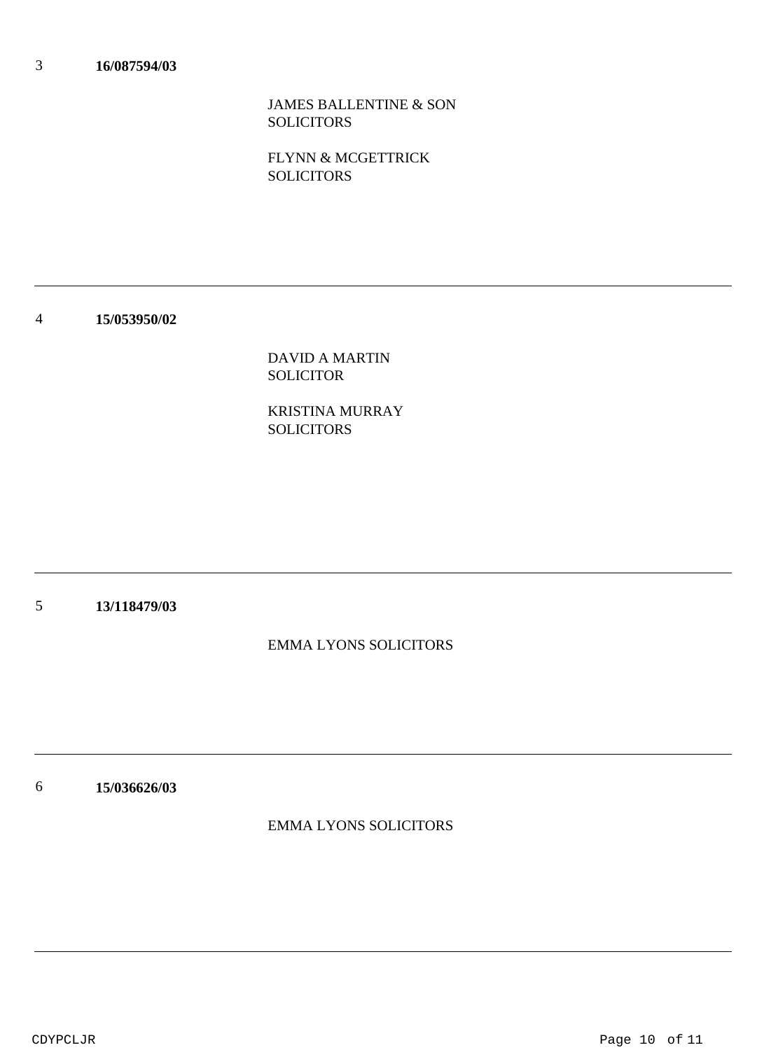3 **16/087594/03**

JAMES BALLENTINE & SON
SOLICITORS

FLYNN & MCGETTRICK
SOLICITORS

---

4 **15/053950/02**

DAVID A MARTIN
SOLICITOR

KRISTINA MURRAY
SOLICITORS

---

5 **13/118479/03**

EMMA LYONS SOLICITORS

---

6 **15/036626/03**

EMMA LYONS SOLICITORS

---

CDYPCLJR